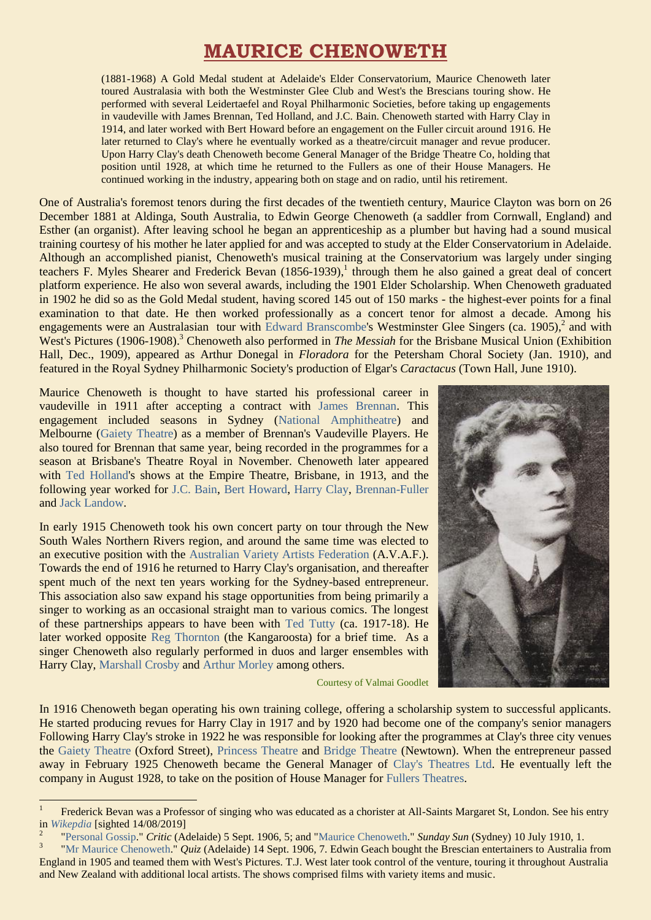# MAURICE CHENOWETH

(1881-1968) A Gold Medal student at Adelaide's Elder Conservatorium, Maurice Chenoweth later toured Australasia with both the Westminster Glee Club and West's the Brescians touring show. He performed with several Leidertaefel and Royal Philharmonic Societies, before taking up engagements in vaudeville with James Brennan, Ted Holland, and J.C. Bain. Chenoweth started with Harry Clay in 1914, and later worked with Bert Howard before an engagement on the Fuller circuit around 1916. He later returned to Clay's where he eventually worked as a theatre/circuit manager and revue producer. Upon Harry Clay's death Chenoweth become General Manager of the Bridge Theatre Co, holding that position until 1928, at which time he returned to the Fullers as one of their House Managers. He continued working in the industry, appearing both on stage and on radio, until his retirement.

One of Australia's foremost tenors during the first decades of the twentieth century, Maurice Clayton was born on 26 December 1881 at Aldinga, South Australia, to Edwin George Chenoweth (a saddler from Cornwall, England) and Esther (an organist). After leaving school he began an apprenticeship as a plumber but having had a sound musical training courtesy of his mother he later applied for and was accepted to study at the Elder Conservatorium in Adelaide. Although an accomplished pianist, Chenoweth's musical training at the Conservatorium was largely under singing teachers F. Myles Shearer and Frederick Bevan (1856-1939),[1] through them he also gained a great deal of concert platform experience. He also won several awards, including the 1901 Elder Scholarship. When Chenoweth graduated in 1902 he did so as the Gold Medal student, having scored 145 out of 150 marks - the highest-ever points for a final examination to that date. He then worked professionally as a concert tenor for almost a decade. Among his engagements were an Australasian tour with Edward Branscombe's Westminster Glee Singers (ca. 1905),[2] and with West's Pictures (1906-1908).[3] Chenoweth also performed in *The Messiah* for the Brisbane Musical Union (Exhibition Hall, Dec., 1909), appeared as Arthur Donegal in *Floradora* for the Petersham Choral Society (Jan. 1910), and featured in the Royal Sydney Philharmonic Society's production of Elgar's *Caractacus* (Town Hall, June 1910).

Maurice Chenoweth is thought to have started his professional career in vaudeville in 1911 after accepting a contract with James Brennan. This engagement included seasons in Sydney (National Amphitheatre) and Melbourne (Gaiety Theatre) as a member of Brennan's Vaudeville Players. He also toured for Brennan that same year, being recorded in the programmes for a season at Brisbane's Theatre Royal in November. Chenoweth later appeared with Ted Holland's shows at the Empire Theatre, Brisbane, in 1913, and the following year worked for J.C. Bain, Bert Howard, Harry Clay, Brennan-Fuller and Jack Landow.

In early 1915 Chenoweth took his own concert party on tour through the New South Wales Northern Rivers region, and around the same time was elected to an executive position with the Australian Variety Artists Federation (A.V.A.F.). Towards the end of 1916 he returned to Harry Clay's organisation, and thereafter spent much of the next ten years working for the Sydney-based entrepreneur. This association also saw expand his stage opportunities from being primarily a singer to working as an occasional straight man to various comics. The longest of these partnerships appears to have been with Ted Tutty (ca. 1917-18). He later worked opposite Reg Thornton (the Kangaroosta) for a brief time. As a singer Chenoweth also regularly performed in duos and larger ensembles with Harry Clay, Marshall Crosby and Arthur Morley among others.

Courtesy of Valmai Goodlet

In 1916 Chenoweth began operating his own training college, offering a scholarship system to successful applicants. He started producing revues for Harry Clay in 1917 and by 1920 had become one of the company's senior managers Following Harry Clay's stroke in 1922 he was responsible for looking after the programmes at Clay's three city venues the Gaiety Theatre (Oxford Street), Princess Theatre and Bridge Theatre (Newtown). When the entrepreneur passed away in February 1925 Chenoweth became the General Manager of Clay's Theatres Ltd. He eventually left the company in August 1928, to take on the position of House Manager for Fullers Theatres.

---

[1] Frederick Bevan was a Professor of singing who was educated as a chorister at All-Saints Margaret St, London. See his entry in *Wikepdia* [sighted 14/08/2019]

[2] "Personal Gossip." *Critic* (Adelaide) 5 Sept. 1906, 5; and "Maurice Chenoweth." *Sunday Sun* (Sydney) 10 July 1910, 1.

[3] "Mr Maurice Chenoweth." *Quiz* (Adelaide) 14 Sept. 1906, 7. Edwin Geach bought the Brescian entertainers to Australia from England in 1905 and teamed them with West's Pictures. T.J. West later took control of the venture, touring it throughout Australia and New Zealand with additional local artists. The shows comprised films with variety items and music.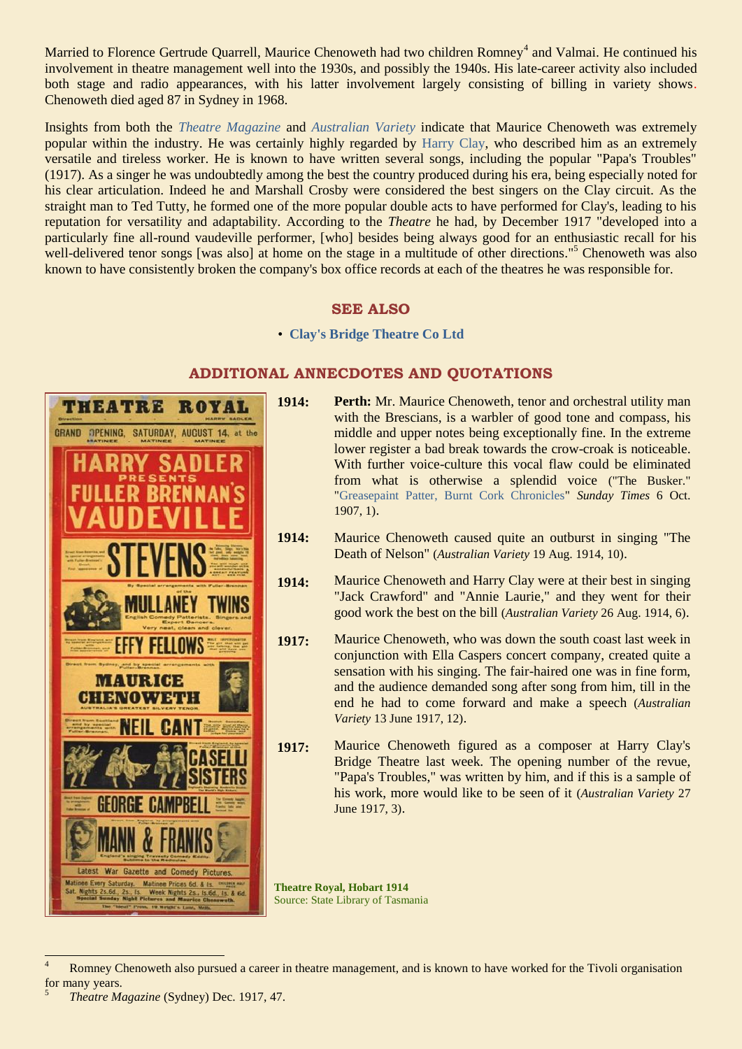Married to Florence Gertrude Quarrell, Maurice Chenoweth had two children Romney[4] and Valmai. He continued his involvement in theatre management well into the 1930s, and possibly the 1940s. His late-career activity also included both stage and radio appearances, with his latter involvement largely consisting of billing in variety shows. Chenoweth died aged 87 in Sydney in 1968.

Insights from both the *Theatre Magazine* and *Australian Variety* indicate that Maurice Chenoweth was extremely popular within the industry. He was certainly highly regarded by Harry Clay, who described him as an extremely versatile and tireless worker. He is known to have written several songs, including the popular "Papa's Troubles" (1917). As a singer he was undoubtedly among the best the country produced during his era, being especially noted for his clear articulation. Indeed he and Marshall Crosby were considered the best singers on the Clay circuit. As the straight man to Ted Tutty, he formed one of the more popular double acts to have performed for Clay's, leading to his reputation for versatility and adaptability. According to the *Theatre* he had, by December 1917 "developed into a particularly fine all-round vaudeville performer, [who] besides being always good for an enthusiastic recall for his well-delivered tenor songs [was also] at home on the stage in a multitude of other directions."[5] Chenoweth was also known to have consistently broken the company's box office records at each of the theatres he was responsible for.

## SEE ALSO

- **Clay's Bridge Theatre Co Ltd**

## ADDITIONAL ANNECDOTES AND QUOTATIONS

**1914:** **Perth:** Mr. Maurice Chenoweth, tenor and orchestral utility man with the Brescians, is a warbler of good tone and compass, his middle and upper notes being exceptionally fine. In the extreme lower register a bad break towards the crow-croak is noticeable. With further voice-culture this vocal flaw could be eliminated from what is otherwise a splendid voice ("The Busker." "Greasepaint Patter, Burnt Cork Chronicles" *Sunday Times* 6 Oct. 1907, 1).

**1914:** Maurice Chenoweth caused quite an outburst in singing "The Death of Nelson" (*Australian Variety* 19 Aug. 1914, 10).

**1914:** Maurice Chenoweth and Harry Clay were at their best in singing "Jack Crawford" and "Annie Laurie," and they went for their good work the best on the bill (*Australian Variety* 26 Aug. 1914, 6).

**1917:** Maurice Chenoweth, who was down the south coast last week in conjunction with Ella Caspers concert company, created quite a sensation with his singing. The fair-haired one was in fine form, and the audience demanded song after song from him, till in the end he had to come forward and make a speech (*Australian Variety* 13 June 1917, 12).

**1917:** Maurice Chenoweth figured as a composer at Harry Clay's Bridge Theatre last week. The opening number of the revue, "Papa's Troubles," was written by him, and if this is a sample of his work, more would like to be seen of it (*Australian Variety* 27 June 1917, 3).

**Theatre Royal, Hobart 1914**
Source: State Library of Tasmania

---

[4] Romney Chenoweth also pursued a career in theatre management, and is known to have worked for the Tivoli organisation for many years.

[5] *Theatre Magazine* (Sydney) Dec. 1917, 47.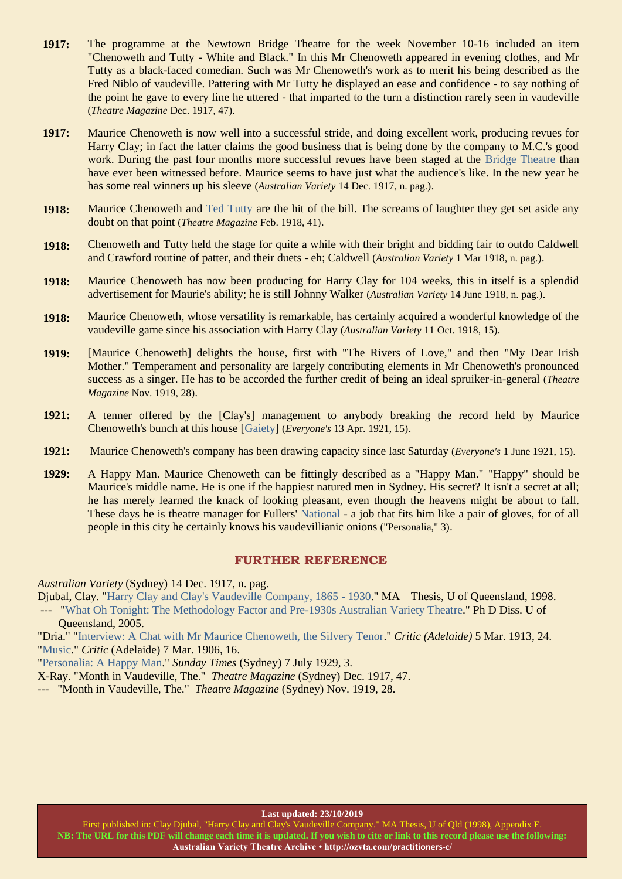**1917:** The programme at the Newtown Bridge Theatre for the week November 10-16 included an item "Chenoweth and Tutty - White and Black." In this Mr Chenoweth appeared in evening clothes, and Mr Tutty as a black-faced comedian. Such was Mr Chenoweth's work as to merit his being described as the Fred Niblo of vaudeville. Pattering with Mr Tutty he displayed an ease and confidence - to say nothing of the point he gave to every line he uttered - that imparted to the turn a distinction rarely seen in vaudeville (*Theatre Magazine* Dec. 1917, 47).

**1917:** Maurice Chenoweth is now well into a successful stride, and doing excellent work, producing revues for Harry Clay; in fact the latter claims the good business that is being done by the company to M.C.'s good work. During the past four months more successful revues have been staged at the Bridge Theatre than have ever been witnessed before. Maurice seems to have just what the audience's like. In the new year he has some real winners up his sleeve (*Australian Variety* 14 Dec. 1917, n. pag.).

**1918:** Maurice Chenoweth and Ted Tutty are the hit of the bill. The screams of laughter they get set aside any doubt on that point (*Theatre Magazine* Feb. 1918, 41).

**1918:** Chenoweth and Tutty held the stage for quite a while with their bright and bidding fair to outdo Caldwell and Crawford routine of patter, and their duets - eh; Caldwell (*Australian Variety* 1 Mar 1918, n. pag.).

**1918:** Maurice Chenoweth has now been producing for Harry Clay for 104 weeks, this in itself is a splendid advertisement for Maurie's ability; he is still Johnny Walker (*Australian Variety* 14 June 1918, n. pag.).

**1918:** Maurice Chenoweth, whose versatility is remarkable, has certainly acquired a wonderful knowledge of the vaudeville game since his association with Harry Clay (*Australian Variety* 11 Oct. 1918, 15).

**1919:** [Maurice Chenoweth] delights the house, first with "The Rivers of Love," and then "My Dear Irish Mother." Temperament and personality are largely contributing elements in Mr Chenoweth's pronounced success as a singer. He has to be accorded the further credit of being an ideal spruiker-in-general (*Theatre Magazine* Nov. 1919, 28).

**1921:** A tenner offered by the [Clay's] management to anybody breaking the record held by Maurice Chenoweth's bunch at this house [Gaiety] (*Everyone's* 13 Apr. 1921, 15).

**1921:** Maurice Chenoweth's company has been drawing capacity since last Saturday (*Everyone's* 1 June 1921, 15).

**1929:** A Happy Man. Maurice Chenoweth can be fittingly described as a "Happy Man." "Happy" should be Maurice's middle name. He is one if the happiest natured men in Sydney. His secret? It isn't a secret at all; he has merely learned the knack of looking pleasant, even though the heavens might be about to fall. These days he is theatre manager for Fullers' National - a job that fits him like a pair of gloves, for of all people in this city he certainly knows his vaudevillianic onions ("Personalia," 3).

## FURTHER REFERENCE

*Australian Variety* (Sydney) 14 Dec. 1917, n. pag.

Djubal, Clay. "Harry Clay and Clay's Vaudeville Company, 1865 - 1930." MA Thesis, U of Queensland, 1998.

--- "What Oh Tonight: The Methodology Factor and Pre-1930s Australian Variety Theatre." Ph D Diss. U of Queensland, 2005.

"Dria." "Interview: A Chat with Mr Maurice Chenoweth, the Silvery Tenor." *Critic (Adelaide)* 5 Mar. 1913, 24.

"Music." *Critic* (Adelaide) 7 Mar. 1906, 16.

"Personalia: A Happy Man." *Sunday Times* (Sydney) 7 July 1929, 3.

X-Ray. "Month in Vaudeville, The." *Theatre Magazine* (Sydney) Dec. 1917, 47.

--- "Month in Vaudeville, The." *Theatre Magazine* (Sydney) Nov. 1919, 28.

**Last updated: 23/10/2019**

First published in: Clay Djubal, "Harry Clay and Clay's Vaudeville Company." MA Thesis, U of Qld (1998), Appendix E.

**NB: The URL for this PDF will change each time it is updated. If you wish to cite or link to this record please use the following:**

**Australian Variety Theatre Archive • http://ozvta.com/practitioners-c/**